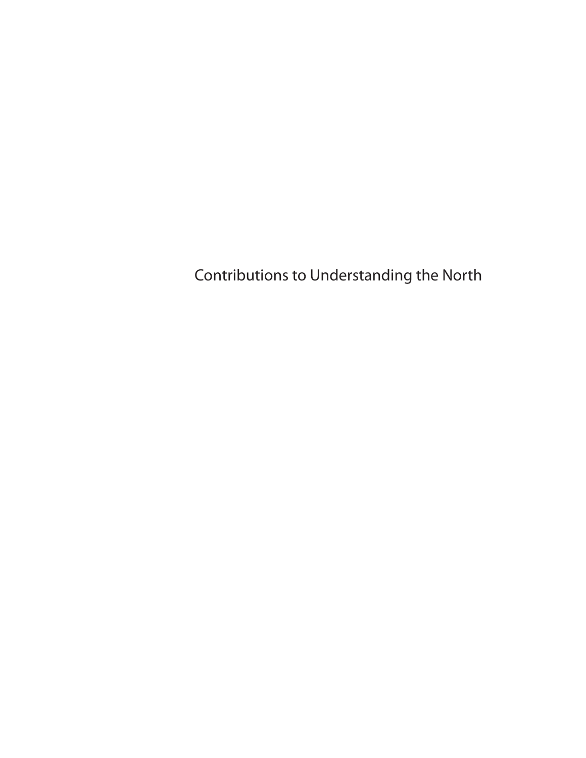Contributions to Understanding the North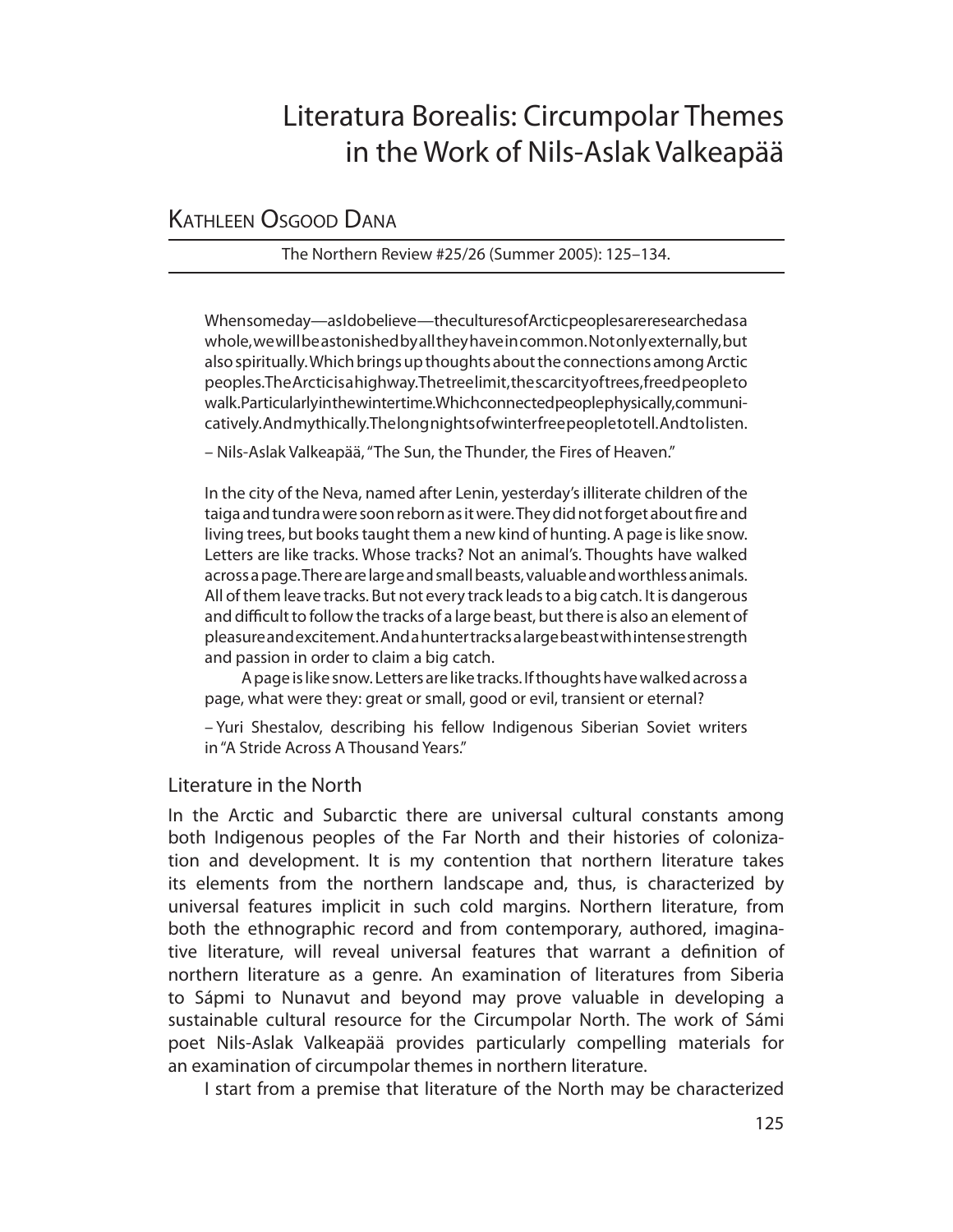# Literatura Borealis: Circumpolar Themes in the Work of Nils-Aslak Valkeapää

## Kathleen Osgood Dana

The Northern Review #25/26 (Summer 2005): 125–134.

> When someday—as I do believe—the cultures of Arctic peoples are researched as a whole, we will be astonished by all they have in common. Not only externally, but also spiritually. Which brings up thoughts about the connections among Arctic peoples. The Arctic is a highway. The tree limit, the scarcity of trees, freed people to walk. Particularly in the wintertime. Which connected people physically, communicatively. And mythically. The long nights of winter free people to tell. And to listen.
>
> – Nils-Aslak Valkeapää, "The Sun, the Thunder, the Fires of Heaven."

> In the city of the Neva, named after Lenin, yesterday's illiterate children of the taiga and tundra were soon reborn as it were. They did not forget about fire and living trees, but books taught them a new kind of hunting. A page is like snow. Letters are like tracks. Whose tracks? Not an animal's. Thoughts have walked across a page. There are large and small beasts, valuable and worthless animals. All of them leave tracks. But not every track leads to a big catch. It is dangerous and difficult to follow the tracks of a large beast, but there is also an element of pleasure and excitement. And a hunter tracks a large beast with intense strength and passion in order to claim a big catch.
>
> A page is like snow. Letters are like tracks. If thoughts have walked across a page, what were they: great or small, good or evil, transient or eternal?
>
> – Yuri Shestalov, describing his fellow Indigenous Siberian Soviet writers in "A Stride Across A Thousand Years."

### Literature in the North

In the Arctic and Subarctic there are universal cultural constants among both Indigenous peoples of the Far North and their histories of colonization and development. It is my contention that northern literature takes its elements from the northern landscape and, thus, is characterized by universal features implicit in such cold margins. Northern literature, from both the ethnographic record and from contemporary, authored, imaginative literature, will reveal universal features that warrant a definition of northern literature as a genre. An examination of literatures from Siberia to Sápmi to Nunavut and beyond may prove valuable in developing a sustainable cultural resource for the Circumpolar North. The work of Sámi poet Nils-Aslak Valkeapää provides particularly compelling materials for an examination of circumpolar themes in northern literature.

I start from a premise that literature of the North may be characterized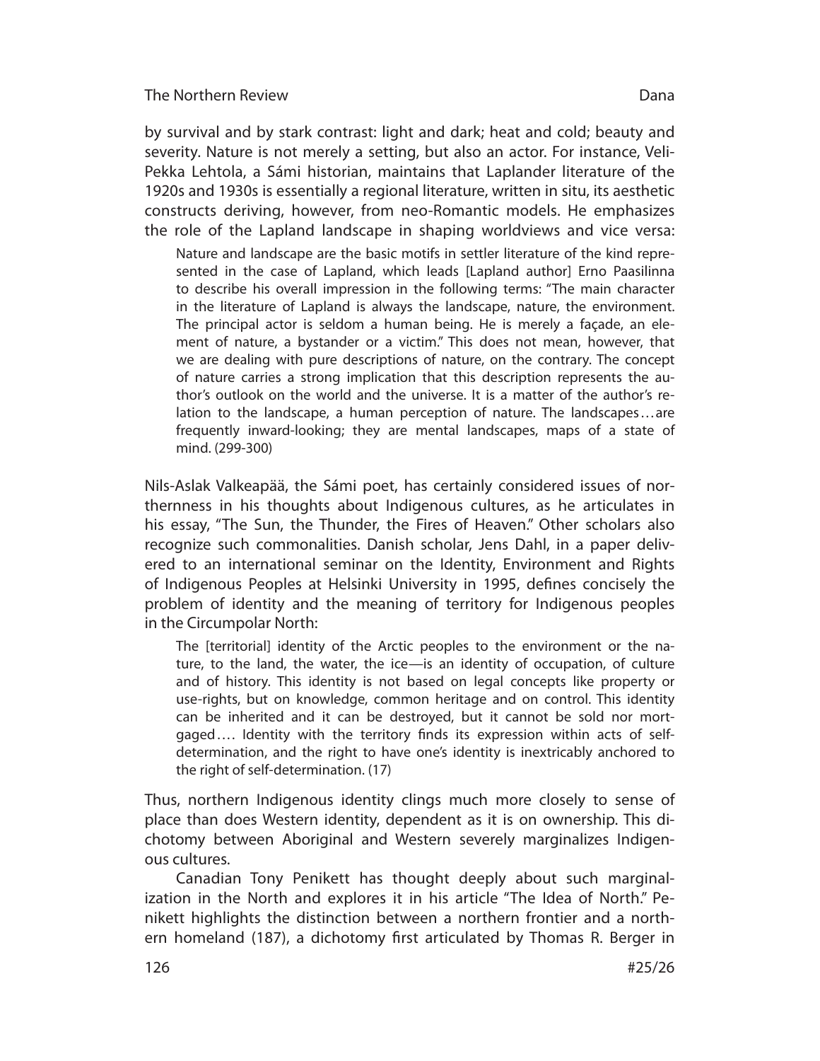by survival and by stark contrast: light and dark; heat and cold; beauty and severity. Nature is not merely a setting, but also an actor. For instance, Veli-Pekka Lehtola, a Sámi historian, maintains that Laplander literature of the 1920s and 1930s is essentially a regional literature, written in situ, its aesthetic constructs deriving, however, from neo-Romantic models. He emphasizes the role of the Lapland landscape in shaping worldviews and vice versa:

> Nature and landscape are the basic motifs in settler literature of the kind represented in the case of Lapland, which leads [Lapland author] Erno Paasilinna to describe his overall impression in the following terms: "The main character in the literature of Lapland is always the landscape, nature, the environment. The principal actor is seldom a human being. He is merely a façade, an element of nature, a bystander or a victim." This does not mean, however, that we are dealing with pure descriptions of nature, on the contrary. The concept of nature carries a strong implication that this description represents the author's outlook on the world and the universe. It is a matter of the author's relation to the landscape, a human perception of nature. The landscapes…are frequently inward-looking; they are mental landscapes, maps of a state of mind. (299-300)

Nils-Aslak Valkeapää, the Sámi poet, has certainly considered issues of northernness in his thoughts about Indigenous cultures, as he articulates in his essay, "The Sun, the Thunder, the Fires of Heaven." Other scholars also recognize such commonalities. Danish scholar, Jens Dahl, in a paper delivered to an international seminar on the Identity, Environment and Rights of Indigenous Peoples at Helsinki University in 1995, defines concisely the problem of identity and the meaning of territory for Indigenous peoples in the Circumpolar North:

> The [territorial] identity of the Arctic peoples to the environment or the nature, to the land, the water, the ice—is an identity of occupation, of culture and of history. This identity is not based on legal concepts like property or use-rights, but on knowledge, common heritage and on control. This identity can be inherited and it can be destroyed, but it cannot be sold nor mortgaged…. Identity with the territory finds its expression within acts of self-determination, and the right to have one's identity is inextricably anchored to the right of self-determination. (17)

Thus, northern Indigenous identity clings much more closely to sense of place than does Western identity, dependent as it is on ownership. This dichotomy between Aboriginal and Western severely marginalizes Indigenous cultures.

Canadian Tony Penikett has thought deeply about such marginalization in the North and explores it in his article "The Idea of North." Penikett highlights the distinction between a northern frontier and a northern homeland (187), a dichotomy first articulated by Thomas R. Berger in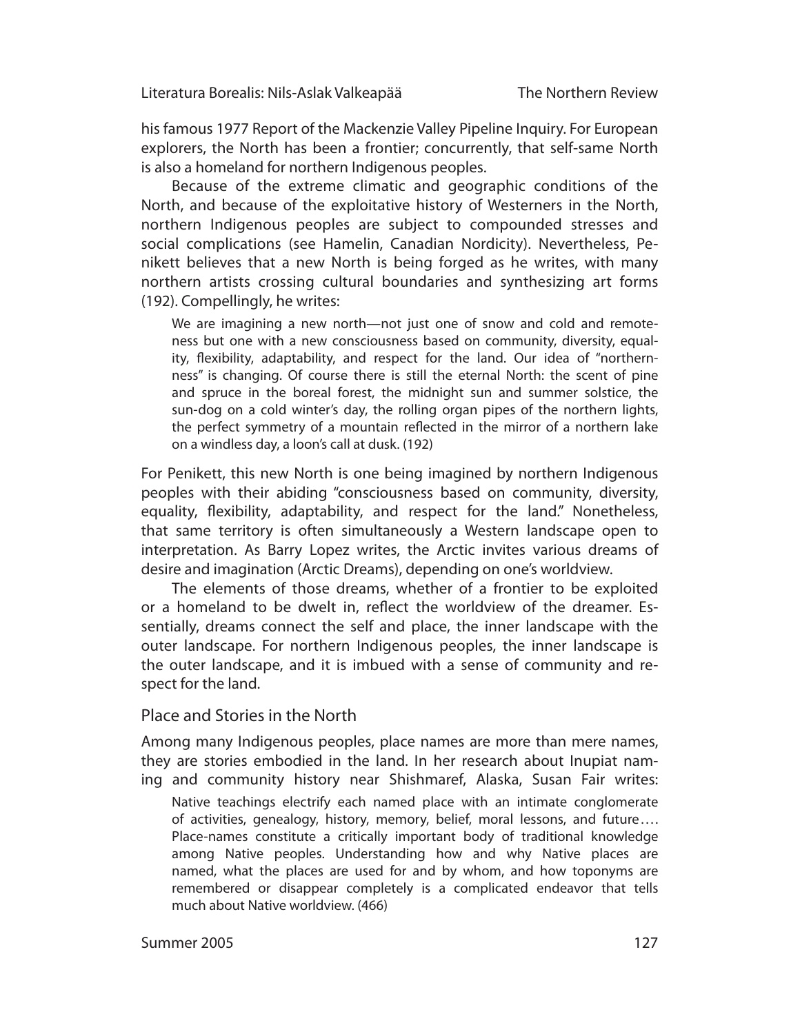his famous 1977 Report of the Mackenzie Valley Pipeline Inquiry. For European explorers, the North has been a frontier; concurrently, that self-same North is also a homeland for northern Indigenous peoples.

Because of the extreme climatic and geographic conditions of the North, and because of the exploitative history of Westerners in the North, northern Indigenous peoples are subject to compounded stresses and social complications (see Hamelin, Canadian Nordicity). Nevertheless, Penikett believes that a new North is being forged as he writes, with many northern artists crossing cultural boundaries and synthesizing art forms (192). Compellingly, he writes:

> We are imagining a new north—not just one of snow and cold and remoteness but one with a new consciousness based on community, diversity, equality, flexibility, adaptability, and respect for the land. Our idea of "northernness" is changing. Of course there is still the eternal North: the scent of pine and spruce in the boreal forest, the midnight sun and summer solstice, the sun-dog on a cold winter's day, the rolling organ pipes of the northern lights, the perfect symmetry of a mountain reflected in the mirror of a northern lake on a windless day, a loon's call at dusk. (192)

For Penikett, this new North is one being imagined by northern Indigenous peoples with their abiding "consciousness based on community, diversity, equality, flexibility, adaptability, and respect for the land." Nonetheless, that same territory is often simultaneously a Western landscape open to interpretation. As Barry Lopez writes, the Arctic invites various dreams of desire and imagination (Arctic Dreams), depending on one's worldview.

The elements of those dreams, whether of a frontier to be exploited or a homeland to be dwelt in, reflect the worldview of the dreamer. Essentially, dreams connect the self and place, the inner landscape with the outer landscape. For northern Indigenous peoples, the inner landscape is the outer landscape, and it is imbued with a sense of community and respect for the land.

## Place and Stories in the North

Among many Indigenous peoples, place names are more than mere names, they are stories embodied in the land. In her research about Inupiat naming and community history near Shishmaref, Alaska, Susan Fair writes:

> Native teachings electrify each named place with an intimate conglomerate of activities, genealogy, history, memory, belief, moral lessons, and future…. Place-names constitute a critically important body of traditional knowledge among Native peoples. Understanding how and why Native places are named, what the places are used for and by whom, and how toponyms are remembered or disappear completely is a complicated endeavor that tells much about Native worldview. (466)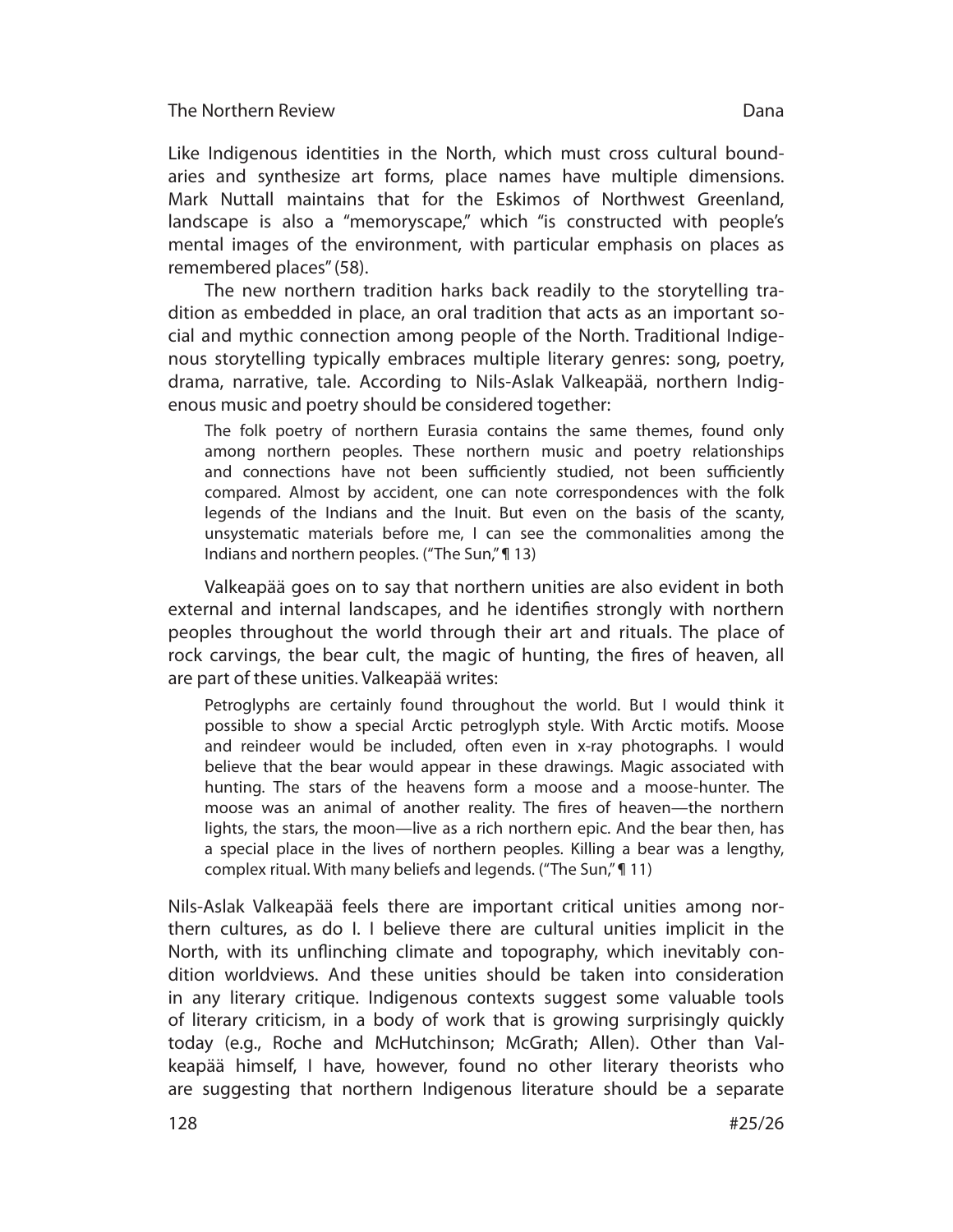Like Indigenous identities in the North, which must cross cultural boundaries and synthesize art forms, place names have multiple dimensions. Mark Nuttall maintains that for the Eskimos of Northwest Greenland, landscape is also a "memoryscape," which "is constructed with people's mental images of the environment, with particular emphasis on places as remembered places" (58).

The new northern tradition harks back readily to the storytelling tradition as embedded in place, an oral tradition that acts as an important social and mythic connection among people of the North. Traditional Indigenous storytelling typically embraces multiple literary genres: song, poetry, drama, narrative, tale. According to Nils-Aslak Valkeapää, northern Indigenous music and poetry should be considered together:

> The folk poetry of northern Eurasia contains the same themes, found only among northern peoples. These northern music and poetry relationships and connections have not been sufficiently studied, not been sufficiently compared. Almost by accident, one can note correspondences with the folk legends of the Indians and the Inuit. But even on the basis of the scanty, unsystematic materials before me, I can see the commonalities among the Indians and northern peoples. ("The Sun," ¶ 13)

Valkeapää goes on to say that northern unities are also evident in both external and internal landscapes, and he identifies strongly with northern peoples throughout the world through their art and rituals. The place of rock carvings, the bear cult, the magic of hunting, the fires of heaven, all are part of these unities. Valkeapää writes:

> Petroglyphs are certainly found throughout the world. But I would think it possible to show a special Arctic petroglyph style. With Arctic motifs. Moose and reindeer would be included, often even in x-ray photographs. I would believe that the bear would appear in these drawings. Magic associated with hunting. The stars of the heavens form a moose and a moose-hunter. The moose was an animal of another reality. The fires of heaven—the northern lights, the stars, the moon—live as a rich northern epic. And the bear then, has a special place in the lives of northern peoples. Killing a bear was a lengthy, complex ritual. With many beliefs and legends. ("The Sun," ¶ 11)

Nils-Aslak Valkeapää feels there are important critical unities among northern cultures, as do I. I believe there are cultural unities implicit in the North, with its unflinching climate and topography, which inevitably condition worldviews. And these unities should be taken into consideration in any literary critique. Indigenous contexts suggest some valuable tools of literary criticism, in a body of work that is growing surprisingly quickly today (e.g., Roche and McHutchinson; McGrath; Allen). Other than Valkeapää himself, I have, however, found no other literary theorists who are suggesting that northern Indigenous literature should be a separate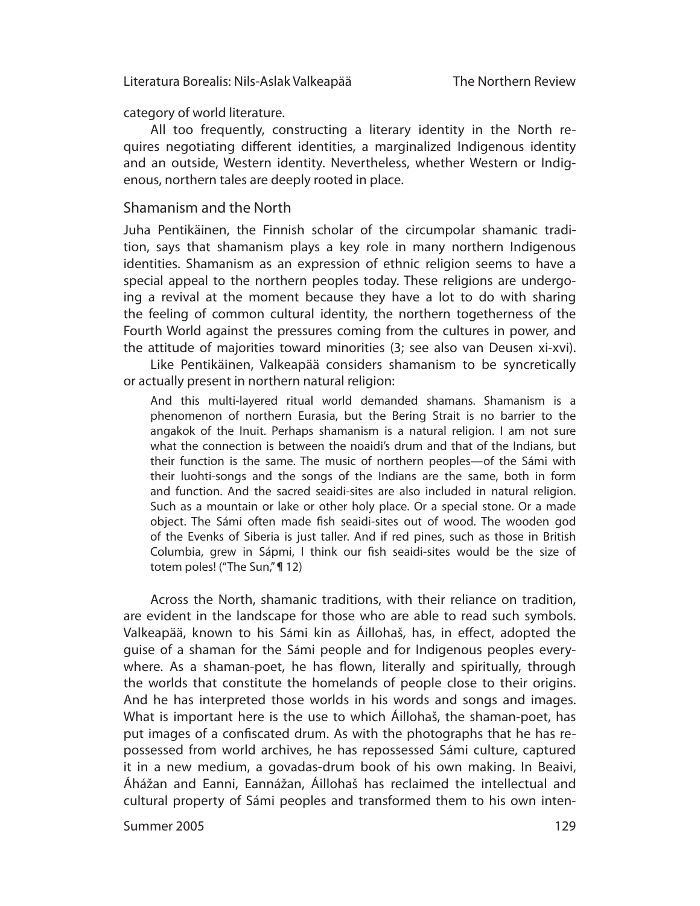category of world literature.

All too frequently, constructing a literary identity in the North requires negotiating different identities, a marginalized Indigenous identity and an outside, Western identity. Nevertheless, whether Western or Indigenous, northern tales are deeply rooted in place.

## Shamanism and the North

Juha Pentikäinen, the Finnish scholar of the circumpolar shamanic tradition, says that shamanism plays a key role in many northern Indigenous identities. Shamanism as an expression of ethnic religion seems to have a special appeal to the northern peoples today. These religions are undergoing a revival at the moment because they have a lot to do with sharing the feeling of common cultural identity, the northern togetherness of the Fourth World against the pressures coming from the cultures in power, and the attitude of majorities toward minorities (3; see also van Deusen xi-xvi).

Like Pentikäinen, Valkeapää considers shamanism to be syncretically or actually present in northern natural religion:

> And this multi-layered ritual world demanded shamans. Shamanism is a phenomenon of northern Eurasia, but the Bering Strait is no barrier to the angakok of the Inuit. Perhaps shamanism is a natural religion. I am not sure what the connection is between the noaidi's drum and that of the Indians, but their function is the same. The music of northern peoples—of the Sámi with their luohti-songs and the songs of the Indians are the same, both in form and function. And the sacred seaidi-sites are also included in natural religion. Such as a mountain or lake or other holy place. Or a special stone. Or a made object. The Sámi often made fish seaidi-sites out of wood. The wooden god of the Evenks of Siberia is just taller. And if red pines, such as those in British Columbia, grew in Sápmi, I think our fish seaidi-sites would be the size of totem poles! ("The Sun," ¶ 12)

Across the North, shamanic traditions, with their reliance on tradition, are evident in the landscape for those who are able to read such symbols. Valkeapää, known to his Sámi kin as Áillohaš, has, in effect, adopted the guise of a shaman for the Sámi people and for Indigenous peoples everywhere. As a shaman-poet, he has flown, literally and spiritually, through the worlds that constitute the homelands of people close to their origins. And he has interpreted those worlds in his words and songs and images. What is important here is the use to which Áillohaš, the shaman-poet, has put images of a confiscated drum. As with the photographs that he has repossessed from world archives, he has repossessed Sámi culture, captured it in a new medium, a govadas-drum book of his own making. In Beaivi, Áhážan and Eanni, Eannážan, Áillohaš has reclaimed the intellectual and cultural property of Sámi peoples and transformed them to his own inten-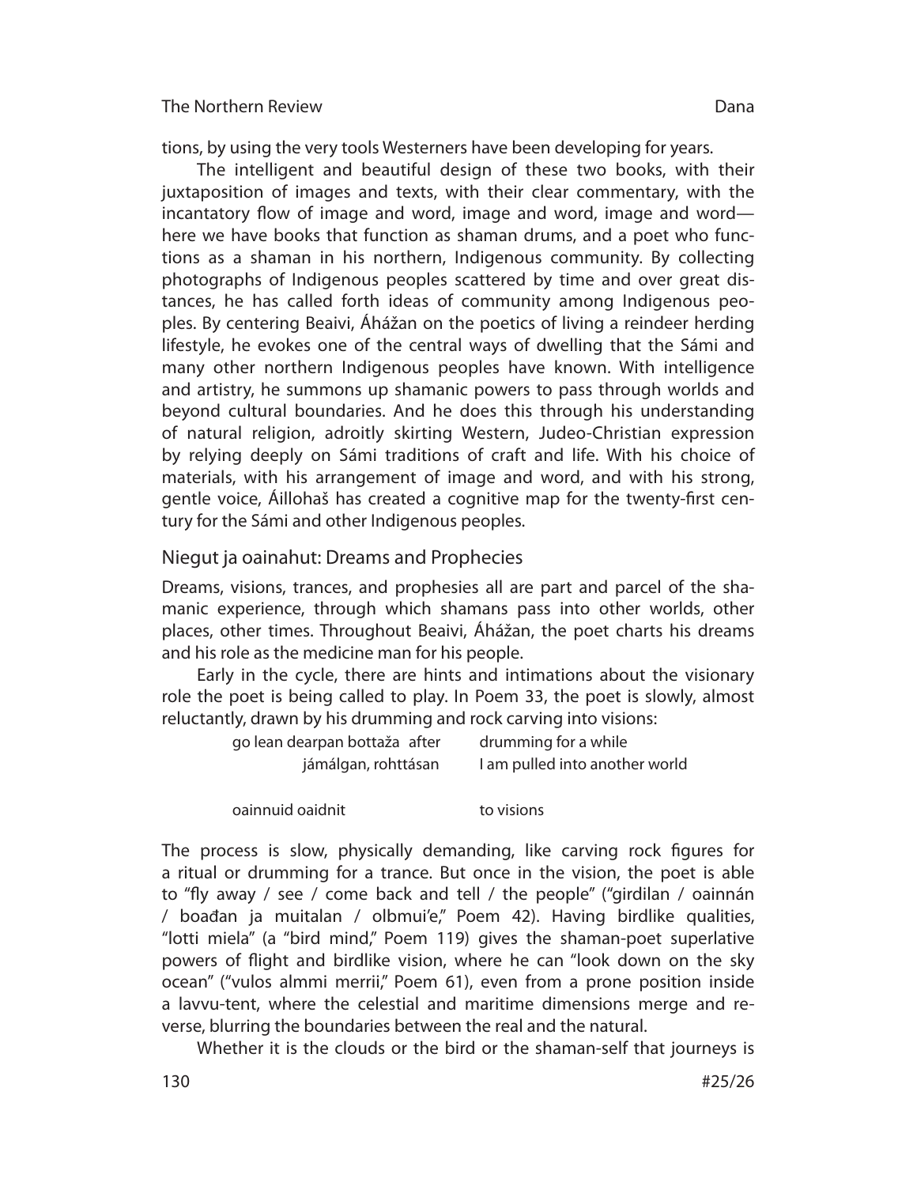tions, by using the very tools Westerners have been developing for years.

The intelligent and beautiful design of these two books, with their juxtaposition of images and texts, with their clear commentary, with the incantatory flow of image and word, image and word, image and word—here we have books that function as shaman drums, and a poet who functions as a shaman in his northern, Indigenous community. By collecting photographs of Indigenous peoples scattered by time and over great distances, he has called forth ideas of community among Indigenous peoples. By centering Beaivi, Áhážan on the poetics of living a reindeer herding lifestyle, he evokes one of the central ways of dwelling that the Sámi and many other northern Indigenous peoples have known. With intelligence and artistry, he summons up shamanic powers to pass through worlds and beyond cultural boundaries. And he does this through his understanding of natural religion, adroitly skirting Western, Judeo-Christian expression by relying deeply on Sámi traditions of craft and life. With his choice of materials, with his arrangement of image and word, and with his strong, gentle voice, Áillohaš has created a cognitive map for the twenty-first century for the Sámi and other Indigenous peoples.

## Niegut ja oainahut: Dreams and Prophecies

Dreams, visions, trances, and prophesies all are part and parcel of the shamanic experience, through which shamans pass into other worlds, other places, other times. Throughout Beaivi, Áhážan, the poet charts his dreams and his role as the medicine man for his people.

Early in the cycle, there are hints and intimations about the visionary role the poet is being called to play. In Poem 33, the poet is slowly, almost reluctantly, drawn by his drumming and rock carving into visions:

| | |
|---|---|
| go lean dearpan bottaža | after drumming for a while |
| jámálgan, rohttásan | I am pulled into another world |
| | |
| oainnuid oaidnit | to visions |

The process is slow, physically demanding, like carving rock figures for a ritual or drumming for a trance. But once in the vision, the poet is able to "fly away / see / come back and tell / the people" ("girdilan / oainnán / boađan ja muitalan / olbmui'e," Poem 42). Having birdlike qualities, "lotti miela" (a "bird mind," Poem 119) gives the shaman-poet superlative powers of flight and birdlike vision, where he can "look down on the sky ocean" ("vulos almmi merrii," Poem 61), even from a prone position inside a lavvu-tent, where the celestial and maritime dimensions merge and reverse, blurring the boundaries between the real and the natural.

Whether it is the clouds or the bird or the shaman-self that journeys is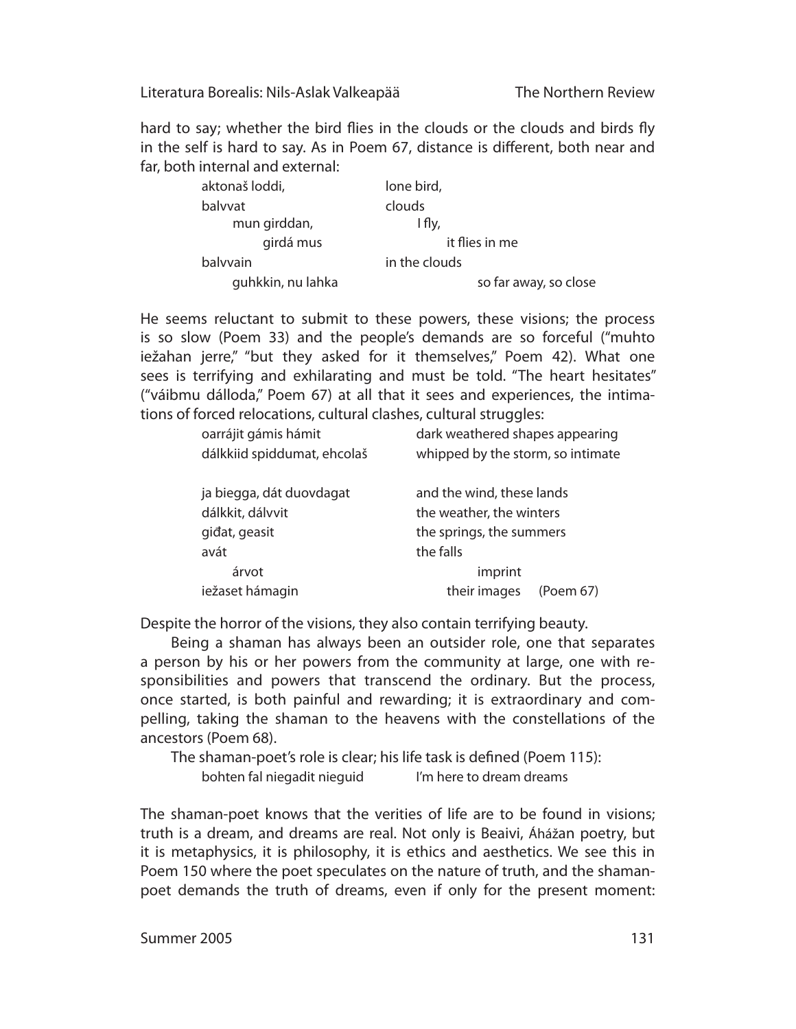hard to say; whether the bird flies in the clouds or the clouds and birds fly in the self is hard to say. As in Poem 67, distance is different, both near and far, both internal and external:

| | |
|---|---|
| aktonaš loddi, | lone bird, |
| balvvat | clouds |
| mun girddan, | I fly, |
| girdá mus | it flies in me |
| balvvain | in the clouds |
| guhkkin, nu lahka | so far away, so close |

He seems reluctant to submit to these powers, these visions; the process is so slow (Poem 33) and the people's demands are so forceful ("muhto iežahan jerre," "but they asked for it themselves," Poem 42). What one sees is terrifying and exhilarating and must be told. "The heart hesitates" ("váibmu dálloda," Poem 67) at all that it sees and experiences, the intimations of forced relocations, cultural clashes, cultural struggles:

| | |
|---|---|
| oarrájit gámis hámit | dark weathered shapes appearing |
| dálkkiid spiddumat, ehcolaš | whipped by the storm, so intimate |
| | |
| ja biegga, dát duovdagat | and the wind, these lands |
| dálkkit, dálvvit | the weather, the winters |
| giđat, geasit | the springs, the summers |
| avát | the falls |
| árvot | imprint |
| iežaset hámagin | their images (Poem 67) |

Despite the horror of the visions, they also contain terrifying beauty.

Being a shaman has always been an outsider role, one that separates a person by his or her powers from the community at large, one with responsibilities and powers that transcend the ordinary. But the process, once started, is both painful and rewarding; it is extraordinary and compelling, taking the shaman to the heavens with the constellations of the ancestors (Poem 68).

The shaman-poet's role is clear; his life task is defined (Poem 115):

| | |
|---|---|
| bohten fal niegadit nieguid | I'm here to dream dreams |

The shaman-poet knows that the verities of life are to be found in visions; truth is a dream, and dreams are real. Not only is Beaivi, Áhčážan poetry, but it is metaphysics, it is philosophy, it is ethics and aesthetics. We see this in Poem 150 where the poet speculates on the nature of truth, and the shaman-poet demands the truth of dreams, even if only for the present moment: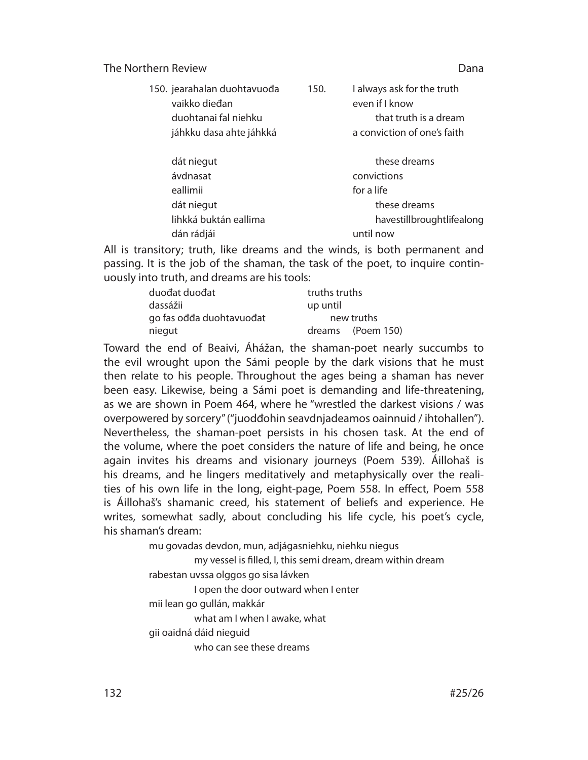| | | | |
|---|---|---|---|
| 150. | jearahalan duohtavuođa | 150. | I always ask for the truth |
| | vaikko dieđan | | even if I know |
| | duohtanai fal niehku | | that truth is a dream |
| | jáhkku dasa ahte jáhkká | | a conviction of one's faith |
| | | | |
| | dát niegut | | these dreams |
| | ávdnasat | | convictions |
| | eallimii | | for a life |
| | dát niegut | | these dreams |
| | lihkká buktán eallima | | havestillbroughtlifealong |
| | dán rádjái | | until now |

All is transitory; truth, like dreams and the winds, is both permanent and passing. It is the job of the shaman, the task of the poet, to inquire continuously into truth, and dreams are his tools:

| | |
|---|---|
| duođat duođat | truths truths |
| dassážii | up until |
| go fas ođđa duohtavuođat | new truths |
| niegut | dreams (Poem 150) |

Toward the end of Beaivi, Áhážan, the shaman-poet nearly succumbs to the evil wrought upon the Sámi people by the dark visions that he must then relate to his people. Throughout the ages being a shaman has never been easy. Likewise, being a Sámi poet is demanding and life-threatening, as we are shown in Poem 464, where he "wrestled the darkest visions / was overpowered by sorcery" ("juodđohin seavdnjadeamos oainnuid / ihtohallen"). Nevertheless, the shaman-poet persists in his chosen task. At the end of the volume, where the poet considers the nature of life and being, he once again invites his dreams and visionary journeys (Poem 539). Áillohaš is his dreams, and he lingers meditatively and metaphysically over the realities of his own life in the long, eight-page, Poem 558. In effect, Poem 558 is Áillohaš's shamanic creed, his statement of beliefs and experience. He writes, somewhat sadly, about concluding his life cycle, his poet's cycle, his shaman's dream:

mu govadas devdon, mun, adjágasniehku, niehku niegus
    my vessel is filled, I, this semi dream, dream within dream
rabestan uvssa olggos go sisa lávken
    I open the door outward when I enter
mii lean go gullán, makkár
    what am I when I awake, what
gii oaidná dáid nieguid
    who can see these dreams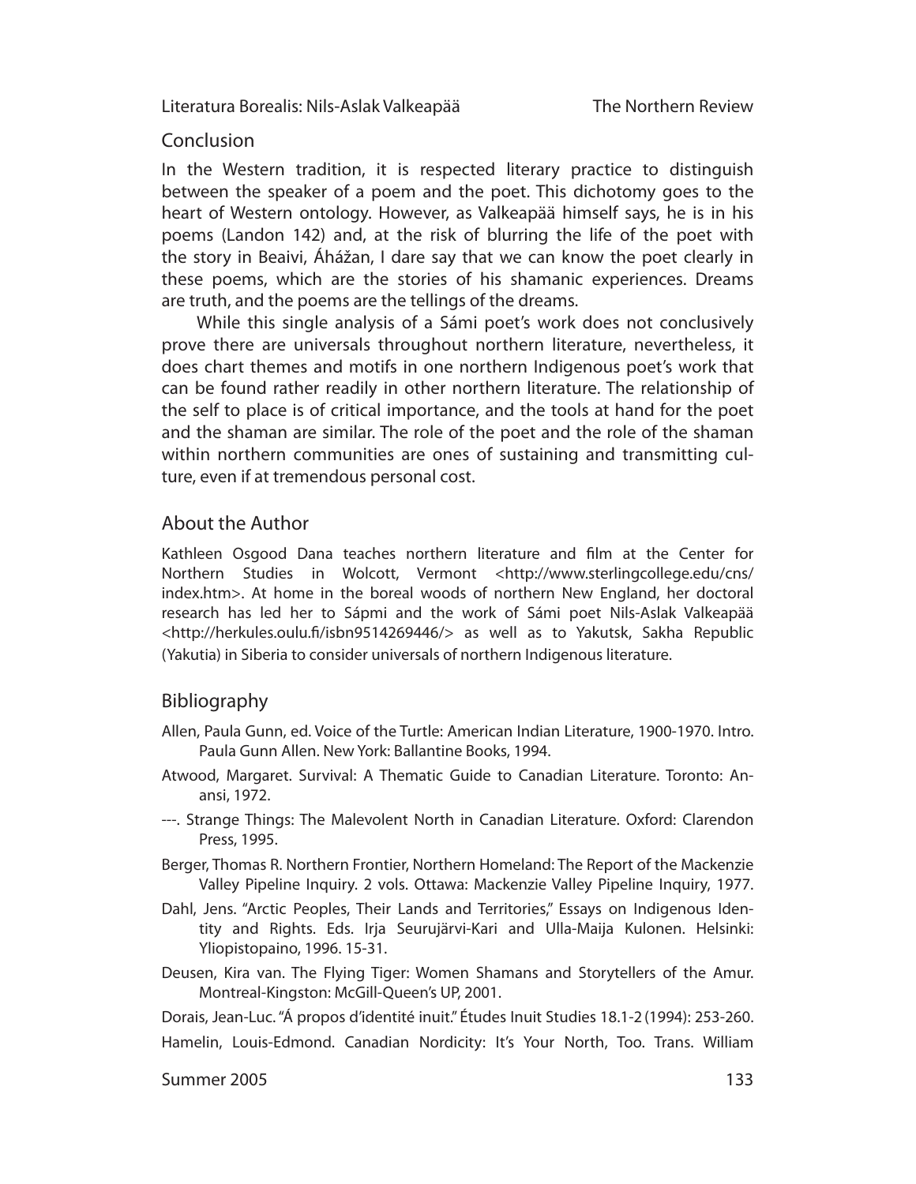## Conclusion

In the Western tradition, it is respected literary practice to distinguish between the speaker of a poem and the poet. This dichotomy goes to the heart of Western ontology. However, as Valkeapää himself says, he is in his poems (Landon 142) and, at the risk of blurring the life of the poet with the story in Beaivi, Áhážan, I dare say that we can know the poet clearly in these poems, which are the stories of his shamanic experiences. Dreams are truth, and the poems are the tellings of the dreams.

While this single analysis of a Sámi poet's work does not conclusively prove there are universals throughout northern literature, nevertheless, it does chart themes and motifs in one northern Indigenous poet's work that can be found rather readily in other northern literature. The relationship of the self to place is of critical importance, and the tools at hand for the poet and the shaman are similar. The role of the poet and the role of the shaman within northern communities are ones of sustaining and transmitting culture, even if at tremendous personal cost.

## About the Author

Kathleen Osgood Dana teaches northern literature and film at the Center for Northern Studies in Wolcott, Vermont <http://www.sterlingcollege.edu/cns/index.htm>. At home in the boreal woods of northern New England, her doctoral research has led her to Sápmi and the work of Sámi poet Nils-Aslak Valkeapää <http://herkules.oulu.fi/isbn9514269446/> as well as to Yakutsk, Sakha Republic (Yakutia) in Siberia to consider universals of northern Indigenous literature.

## Bibliography

Allen, Paula Gunn, ed. Voice of the Turtle: American Indian Literature, 1900-1970. Intro. Paula Gunn Allen. New York: Ballantine Books, 1994.

Atwood, Margaret. Survival: A Thematic Guide to Canadian Literature. Toronto: Anansi, 1972.

---. Strange Things: The Malevolent North in Canadian Literature. Oxford: Clarendon Press, 1995.

Berger, Thomas R. Northern Frontier, Northern Homeland: The Report of the Mackenzie Valley Pipeline Inquiry. 2 vols. Ottawa: Mackenzie Valley Pipeline Inquiry, 1977.

Dahl, Jens. "Arctic Peoples, Their Lands and Territories," Essays on Indigenous Identity and Rights. Eds. Irja Seurujärvi-Kari and Ulla-Maija Kulonen. Helsinki: Yliopistopaino, 1996. 15-31.

Deusen, Kira van. The Flying Tiger: Women Shamans and Storytellers of the Amur. Montreal-Kingston: McGill-Queen's UP, 2001.

Dorais, Jean-Luc. "Á propos d'identité inuit." Études Inuit Studies 18.1-2 (1994): 253-260.

Hamelin, Louis-Edmond. Canadian Nordicity: It's Your North, Too. Trans. William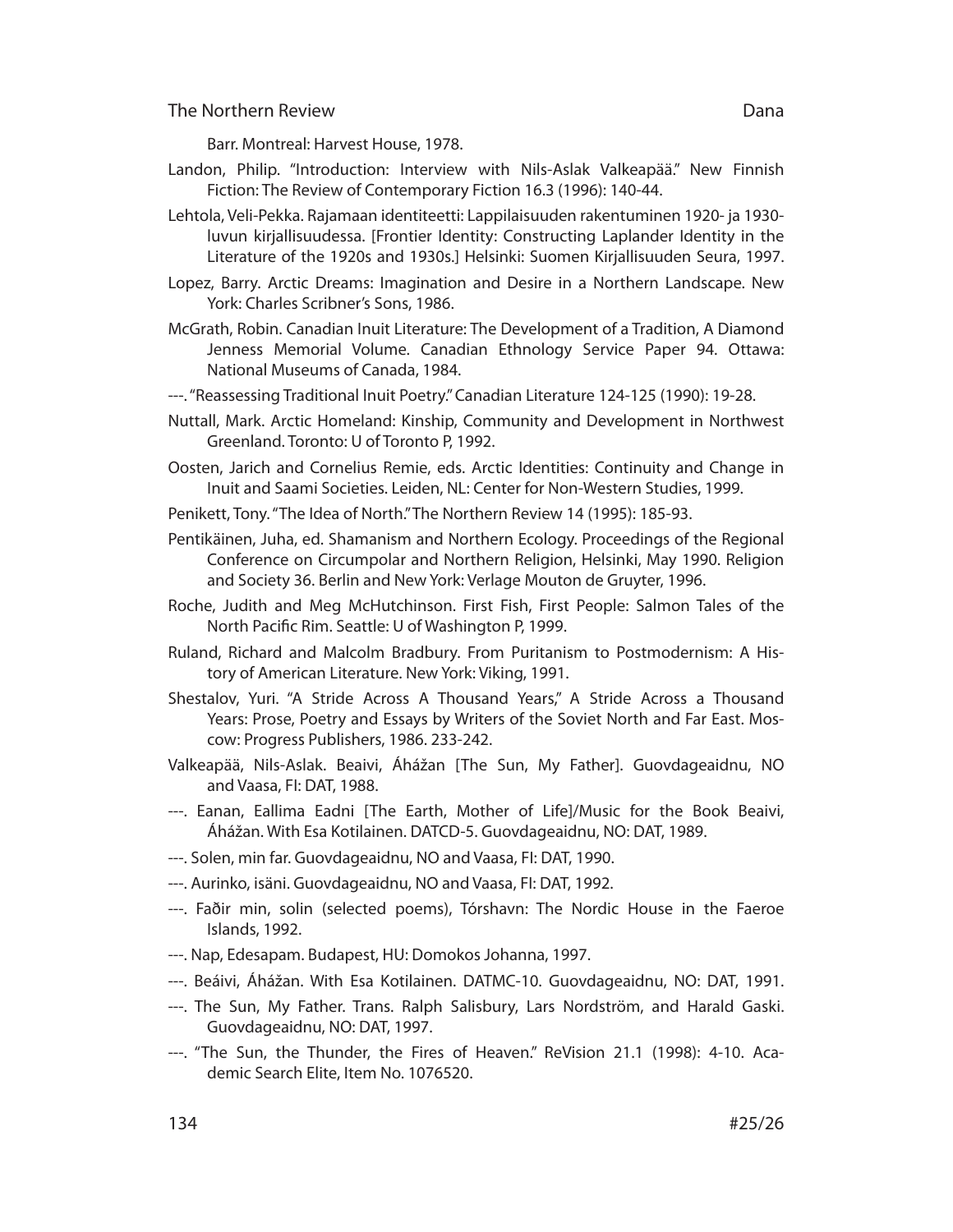Barr. Montreal: Harvest House, 1978.

Landon, Philip. "Introduction: Interview with Nils-Aslak Valkeapää." New Finnish Fiction: The Review of Contemporary Fiction 16.3 (1996): 140-44.

Lehtola, Veli-Pekka. Rajamaan identiteetti: Lappilaisuuden rakentuminen 1920- ja 1930-luvun kirjallisuudessa. [Frontier Identity: Constructing Laplander Identity in the Literature of the 1920s and 1930s.] Helsinki: Suomen Kirjallisuuden Seura, 1997.

Lopez, Barry. Arctic Dreams: Imagination and Desire in a Northern Landscape. New York: Charles Scribner's Sons, 1986.

McGrath, Robin. Canadian Inuit Literature: The Development of a Tradition, A Diamond Jenness Memorial Volume. Canadian Ethnology Service Paper 94. Ottawa: National Museums of Canada, 1984.

---. "Reassessing Traditional Inuit Poetry." Canadian Literature 124-125 (1990): 19-28.

Nuttall, Mark. Arctic Homeland: Kinship, Community and Development in Northwest Greenland. Toronto: U of Toronto P, 1992.

Oosten, Jarich and Cornelius Remie, eds. Arctic Identities: Continuity and Change in Inuit and Saami Societies. Leiden, NL: Center for Non-Western Studies, 1999.

Penikett, Tony. "The Idea of North." The Northern Review 14 (1995): 185-93.

Pentikäinen, Juha, ed. Shamanism and Northern Ecology. Proceedings of the Regional Conference on Circumpolar and Northern Religion, Helsinki, May 1990. Religion and Society 36. Berlin and New York: Verlage Mouton de Gruyter, 1996.

Roche, Judith and Meg McHutchinson. First Fish, First People: Salmon Tales of the North Pacific Rim. Seattle: U of Washington P, 1999.

Ruland, Richard and Malcolm Bradbury. From Puritanism to Postmodernism: A History of American Literature. New York: Viking, 1991.

Shestalov, Yuri. "A Stride Across A Thousand Years," A Stride Across a Thousand Years: Prose, Poetry and Essays by Writers of the Soviet North and Far East. Moscow: Progress Publishers, 1986. 233-242.

Valkeapää, Nils-Aslak. Beaivi, Áhážan [The Sun, My Father]. Guovdageaidnu, NO and Vaasa, FI: DAT, 1988.

---. Eanan, Eallima Eadni [The Earth, Mother of Life]/Music for the Book Beaivi, Áhážan. With Esa Kotilainen. DATCD-5. Guovdageaidnu, NO: DAT, 1989.

---. Solen, min far. Guovdageaidnu, NO and Vaasa, FI: DAT, 1990.

---. Aurinko, isäni. Guovdageaidnu, NO and Vaasa, FI: DAT, 1992.

---. Faðir min, solin (selected poems), Tórshavn: The Nordic House in the Faeroe Islands, 1992.

---. Nap, Edesapam. Budapest, HU: Domokos Johanna, 1997.

---. Beáivi, Áhážan. With Esa Kotilainen. DATMC-10. Guovdageaidnu, NO: DAT, 1991.

---. The Sun, My Father. Trans. Ralph Salisbury, Lars Nordström, and Harald Gaski. Guovdageaidnu, NO: DAT, 1997.

---. "The Sun, the Thunder, the Fires of Heaven." ReVision 21.1 (1998): 4-10. Academic Search Elite, Item No. 1076520.